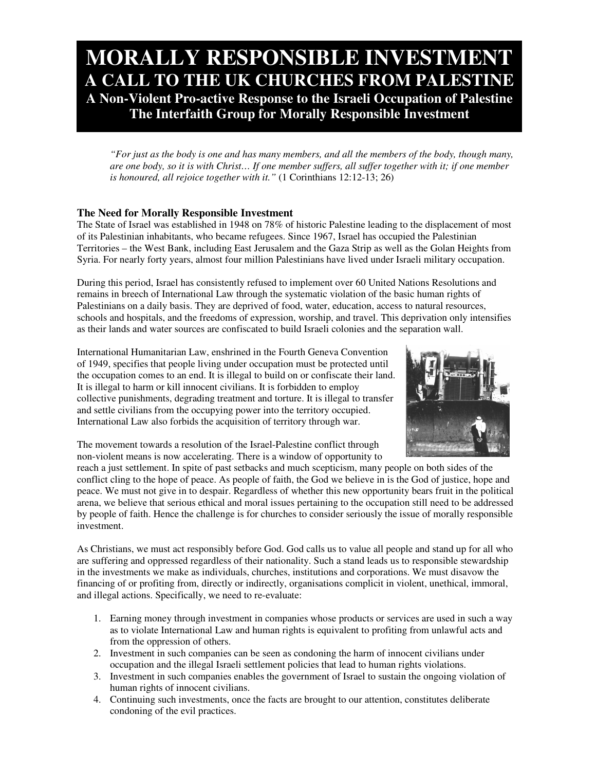# MORALLY RESPONSIBLE INVESTMENT
## A CALL TO THE UK CHURCHES FROM PALESTINE
### A Non-Violent Pro-active Response to the Israeli Occupation of Palestine
### The Interfaith Group for Morally Responsible Investment

> *"For just as the body is one and has many members, and all the members of the body, though many, are one body, so it is with Christ… If one member suffers, all suffer together with it; if one member is honoured, all rejoice together with it."* (1 Corinthians 12:12-13; 26)

### The Need for Morally Responsible Investment

The State of Israel was established in 1948 on 78% of historic Palestine leading to the displacement of most of its Palestinian inhabitants, who became refugees. Since 1967, Israel has occupied the Palestinian Territories – the West Bank, including East Jerusalem and the Gaza Strip as well as the Golan Heights from Syria. For nearly forty years, almost four million Palestinians have lived under Israeli military occupation.

During this period, Israel has consistently refused to implement over 60 United Nations Resolutions and remains in breech of International Law through the systematic violation of the basic human rights of Palestinians on a daily basis. They are deprived of food, water, education, access to natural resources, schools and hospitals, and the freedoms of expression, worship, and travel. This deprivation only intensifies as their lands and water sources are confiscated to build Israeli colonies and the separation wall.

International Humanitarian Law, enshrined in the Fourth Geneva Convention of 1949, specifies that people living under occupation must be protected until the occupation comes to an end. It is illegal to build on or confiscate their land. It is illegal to harm or kill innocent civilians. It is forbidden to employ collective punishments, degrading treatment and torture. It is illegal to transfer and settle civilians from the occupying power into the territory occupied. International Law also forbids the acquisition of territory through war.

The movement towards a resolution of the Israel-Palestine conflict through non-violent means is now accelerating. There is a window of opportunity to reach a just settlement. In spite of past setbacks and much scepticism, many people on both sides of the conflict cling to the hope of peace. As people of faith, the God we believe in is the God of justice, hope and peace. We must not give in to despair. Regardless of whether this new opportunity bears fruit in the political arena, we believe that serious ethical and moral issues pertaining to the occupation still need to be addressed by people of faith. Hence the challenge is for churches to consider seriously the issue of morally responsible investment.

As Christians, we must act responsibly before God. God calls us to value all people and stand up for all who are suffering and oppressed regardless of their nationality. Such a stand leads us to responsible stewardship in the investments we make as individuals, churches, institutions and corporations. We must disavow the financing of or profiting from, directly or indirectly, organisations complicit in violent, unethical, immoral, and illegal actions. Specifically, we need to re-evaluate:

1. Earning money through investment in companies whose products or services are used in such a way as to violate International Law and human rights is equivalent to profiting from unlawful acts and from the oppression of others.
2. Investment in such companies can be seen as condoning the harm of innocent civilians under occupation and the illegal Israeli settlement policies that lead to human rights violations.
3. Investment in such companies enables the government of Israel to sustain the ongoing violation of human rights of innocent civilians.
4. Continuing such investments, once the facts are brought to our attention, constitutes deliberate condoning of the evil practices.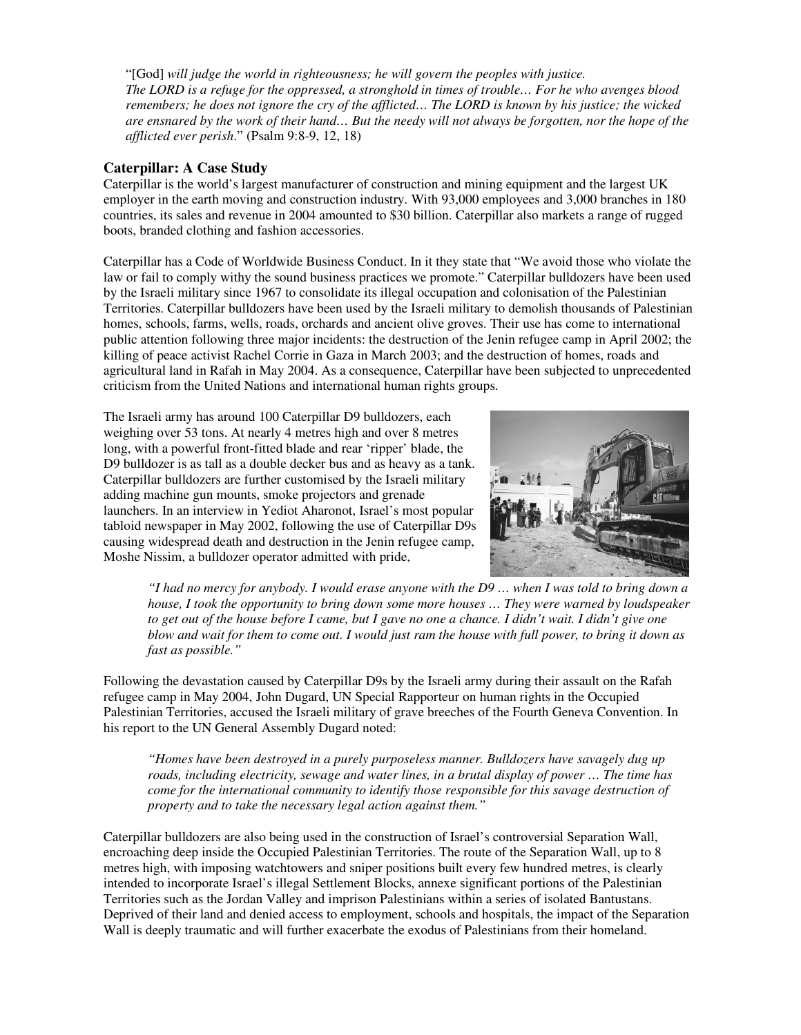"[God] *will judge the world in righteousness; he will govern the peoples with justice. The LORD is a refuge for the oppressed, a stronghold in times of trouble… For he who avenges blood remembers; he does not ignore the cry of the afflicted… The LORD is known by his justice; the wicked are ensnared by the work of their hand… But the needy will not always be forgotten, nor the hope of the afflicted ever perish*." (Psalm 9:8-9, 12, 18)

## Caterpillar: A Case Study

Caterpillar is the world's largest manufacturer of construction and mining equipment and the largest UK employer in the earth moving and construction industry. With 93,000 employees and 3,000 branches in 180 countries, its sales and revenue in 2004 amounted to $30 billion. Caterpillar also markets a range of rugged boots, branded clothing and fashion accessories.

Caterpillar has a Code of Worldwide Business Conduct. In it they state that "We avoid those who violate the law or fail to comply withy the sound business practices we promote." Caterpillar bulldozers have been used by the Israeli military since 1967 to consolidate its illegal occupation and colonisation of the Palestinian Territories. Caterpillar bulldozers have been used by the Israeli military to demolish thousands of Palestinian homes, schools, farms, wells, roads, orchards and ancient olive groves. Their use has come to international public attention following three major incidents: the destruction of the Jenin refugee camp in April 2002; the killing of peace activist Rachel Corrie in Gaza in March 2003; and the destruction of homes, roads and agricultural land in Rafah in May 2004. As a consequence, Caterpillar have been subjected to unprecedented criticism from the United Nations and international human rights groups.

The Israeli army has around 100 Caterpillar D9 bulldozers, each weighing over 53 tons. At nearly 4 metres high and over 8 metres long, with a powerful front-fitted blade and rear 'ripper' blade, the D9 bulldozer is as tall as a double decker bus and as heavy as a tank. Caterpillar bulldozers are further customised by the Israeli military adding machine gun mounts, smoke projectors and grenade launchers. In an interview in Yediot Aharonot, Israel's most popular tabloid newspaper in May 2002, following the use of Caterpillar D9s causing widespread death and destruction in the Jenin refugee camp, Moshe Nissim, a bulldozer operator admitted with pride,

> *"I had no mercy for anybody. I would erase anyone with the D9 … when I was told to bring down a house, I took the opportunity to bring down some more houses … They were warned by loudspeaker to get out of the house before I came, but I gave no one a chance. I didn't wait. I didn't give one blow and wait for them to come out. I would just ram the house with full power, to bring it down as fast as possible."*

Following the devastation caused by Caterpillar D9s by the Israeli army during their assault on the Rafah refugee camp in May 2004, John Dugard, UN Special Rapporteur on human rights in the Occupied Palestinian Territories, accused the Israeli military of grave breeches of the Fourth Geneva Convention. In his report to the UN General Assembly Dugard noted:

> *"Homes have been destroyed in a purely purposeless manner. Bulldozers have savagely dug up roads, including electricity, sewage and water lines, in a brutal display of power … The time has come for the international community to identify those responsible for this savage destruction of property and to take the necessary legal action against them."*

Caterpillar bulldozers are also being used in the construction of Israel's controversial Separation Wall, encroaching deep inside the Occupied Palestinian Territories. The route of the Separation Wall, up to 8 metres high, with imposing watchtowers and sniper positions built every few hundred metres, is clearly intended to incorporate Israel's illegal Settlement Blocks, annexe significant portions of the Palestinian Territories such as the Jordan Valley and imprison Palestinians within a series of isolated Bantustans. Deprived of their land and denied access to employment, schools and hospitals, the impact of the Separation Wall is deeply traumatic and will further exacerbate the exodus of Palestinians from their homeland.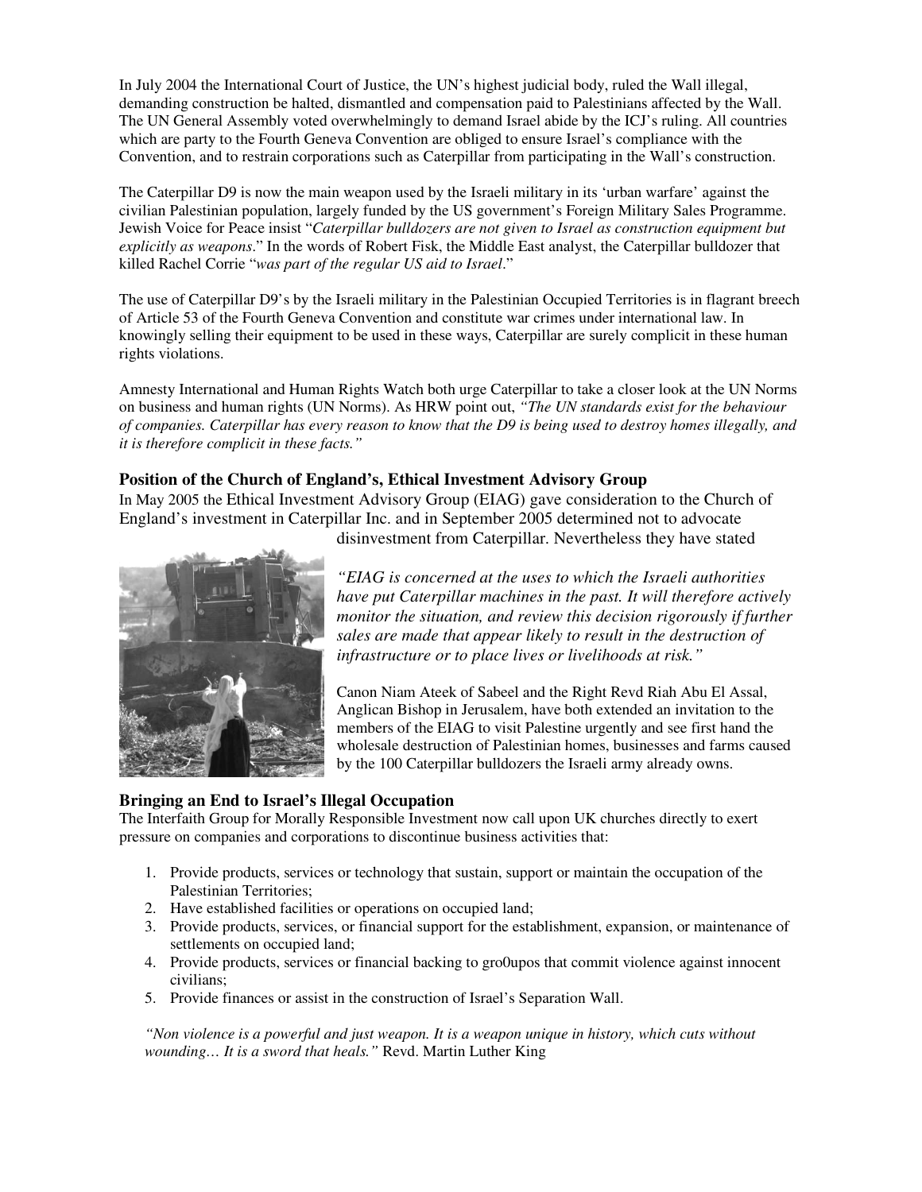In July 2004 the International Court of Justice, the UN's highest judicial body, ruled the Wall illegal, demanding construction be halted, dismantled and compensation paid to Palestinians affected by the Wall. The UN General Assembly voted overwhelmingly to demand Israel abide by the ICJ's ruling. All countries which are party to the Fourth Geneva Convention are obliged to ensure Israel's compliance with the Convention, and to restrain corporations such as Caterpillar from participating in the Wall's construction.

The Caterpillar D9 is now the main weapon used by the Israeli military in its 'urban warfare' against the civilian Palestinian population, largely funded by the US government's Foreign Military Sales Programme. Jewish Voice for Peace insist "*Caterpillar bulldozers are not given to Israel as construction equipment but explicitly as weapons*." In the words of Robert Fisk, the Middle East analyst, the Caterpillar bulldozer that killed Rachel Corrie "*was part of the regular US aid to Israel*."

The use of Caterpillar D9's by the Israeli military in the Palestinian Occupied Territories is in flagrant breech of Article 53 of the Fourth Geneva Convention and constitute war crimes under international law. In knowingly selling their equipment to be used in these ways, Caterpillar are surely complicit in these human rights violations.

Amnesty International and Human Rights Watch both urge Caterpillar to take a closer look at the UN Norms on business and human rights (UN Norms). As HRW point out, *"The UN standards exist for the behaviour of companies. Caterpillar has every reason to know that the D9 is being used to destroy homes illegally, and it is therefore complicit in these facts."*

### Position of the Church of England's, Ethical Investment Advisory Group

In May 2005 the Ethical Investment Advisory Group (EIAG) gave consideration to the Church of England's investment in Caterpillar Inc. and in September 2005 determined not to advocate disinvestment from Caterpillar. Nevertheless they have stated

*"EIAG is concerned at the uses to which the Israeli authorities have put Caterpillar machines in the past. It will therefore actively monitor the situation, and review this decision rigorously if further sales are made that appear likely to result in the destruction of infrastructure or to place lives or livelihoods at risk."*

Canon Niam Ateek of Sabeel and the Right Revd Riah Abu El Assal, Anglican Bishop in Jerusalem, have both extended an invitation to the members of the EIAG to visit Palestine urgently and see first hand the wholesale destruction of Palestinian homes, businesses and farms caused by the 100 Caterpillar bulldozers the Israeli army already owns.

### Bringing an End to Israel's Illegal Occupation

The Interfaith Group for Morally Responsible Investment now call upon UK churches directly to exert pressure on companies and corporations to discontinue business activities that:

1. Provide products, services or technology that sustain, support or maintain the occupation of the Palestinian Territories;
2. Have established facilities or operations on occupied land;
3. Provide products, services, or financial support for the establishment, expansion, or maintenance of settlements on occupied land;
4. Provide products, services or financial backing to gro0upos that commit violence against innocent civilians;
5. Provide finances or assist in the construction of Israel's Separation Wall.

*"Non violence is a powerful and just weapon. It is a weapon unique in history, which cuts without wounding… It is a sword that heals."* Revd. Martin Luther King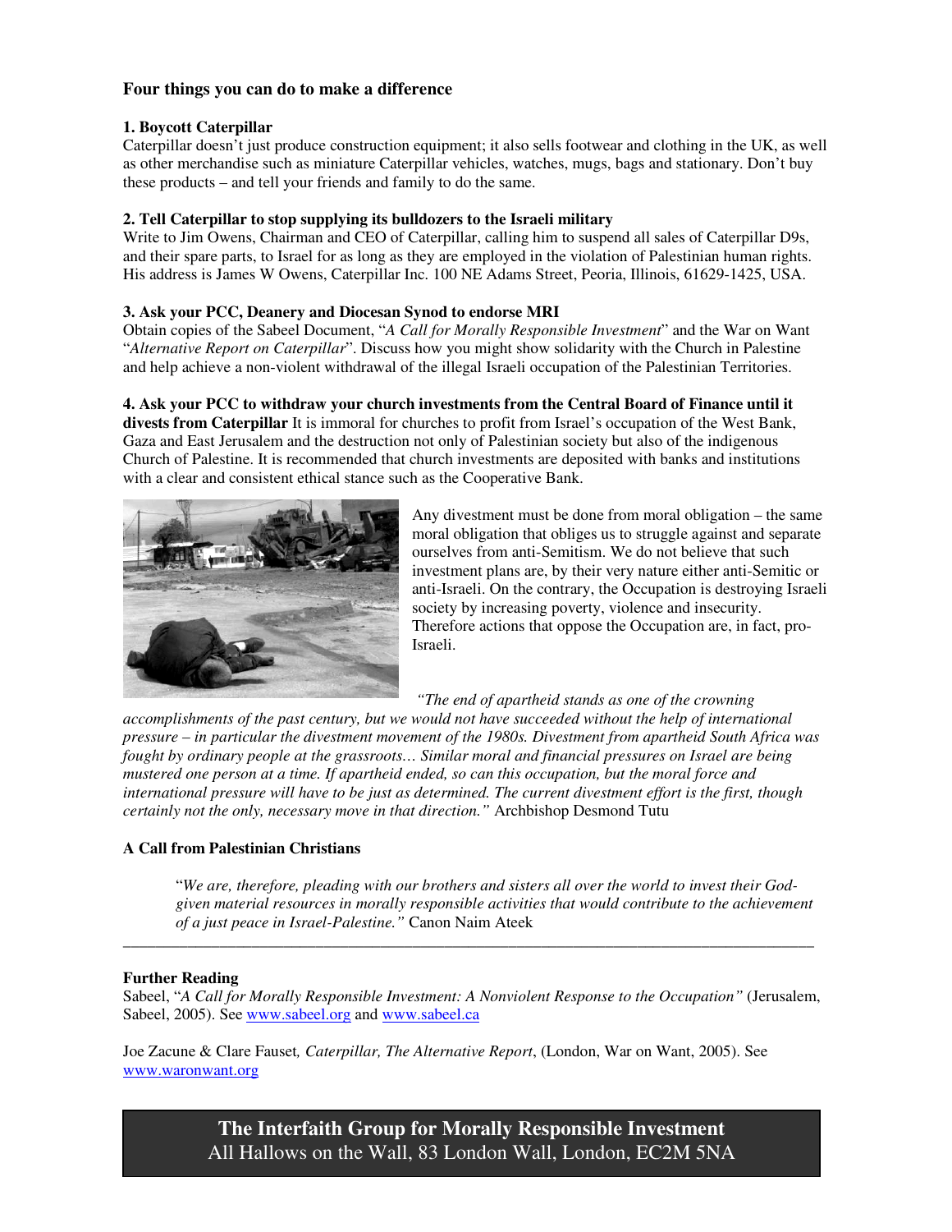### Four things you can do to make a difference

**1. Boycott Caterpillar**
Caterpillar doesn't just produce construction equipment; it also sells footwear and clothing in the UK, as well as other merchandise such as miniature Caterpillar vehicles, watches, mugs, bags and stationary. Don't buy these products – and tell your friends and family to do the same.

**2. Tell Caterpillar to stop supplying its bulldozers to the Israeli military**
Write to Jim Owens, Chairman and CEO of Caterpillar, calling him to suspend all sales of Caterpillar D9s, and their spare parts, to Israel for as long as they are employed in the violation of Palestinian human rights. His address is James W Owens, Caterpillar Inc. 100 NE Adams Street, Peoria, Illinois, 61629-1425, USA.

**3. Ask your PCC, Deanery and Diocesan Synod to endorse MRI**
Obtain copies of the Sabeel Document, "*A Call for Morally Responsible Investment*" and the War on Want "*Alternative Report on Caterpillar*". Discuss how you might show solidarity with the Church in Palestine and help achieve a non-violent withdrawal of the illegal Israeli occupation of the Palestinian Territories.

**4. Ask your PCC to withdraw your church investments from the Central Board of Finance until it divests from Caterpillar** It is immoral for churches to profit from Israel's occupation of the West Bank, Gaza and East Jerusalem and the destruction not only of Palestinian society but also of the indigenous Church of Palestine. It is recommended that church investments are deposited with banks and institutions with a clear and consistent ethical stance such as the Cooperative Bank.

Any divestment must be done from moral obligation – the same moral obligation that obliges us to struggle against and separate ourselves from anti-Semitism. We do not believe that such investment plans are, by their very nature either anti-Semitic or anti-Israeli. On the contrary, the Occupation is destroying Israeli society by increasing poverty, violence and insecurity. Therefore actions that oppose the Occupation are, in fact, pro-Israeli.

*"The end of apartheid stands as one of the crowning accomplishments of the past century, but we would not have succeeded without the help of international pressure – in particular the divestment movement of the 1980s. Divestment from apartheid South Africa was fought by ordinary people at the grassroots… Similar moral and financial pressures on Israel are being mustered one person at a time. If apartheid ended, so can this occupation, but the moral force and international pressure will have to be just as determined. The current divestment effort is the first, though certainly not the only, necessary move in that direction."* Archbishop Desmond Tutu

### A Call from Palestinian Christians

> "*We are, therefore, pleading with our brothers and sisters all over the world to invest their God-given material resources in morally responsible activities that would contribute to the achievement of a just peace in Israel-Palestine."* Canon Naim Ateek

---

### Further Reading

Sabeel, "*A Call for Morally Responsible Investment: A Nonviolent Response to the Occupation"* (Jerusalem, Sabeel, 2005). See www.sabeel.org and www.sabeel.ca

Joe Zacune & Clare Fauset*, Caterpillar, The Alternative Report*, (London, War on Want, 2005). See www.waronwant.org

**The Interfaith Group for Morally Responsible Investment**
All Hallows on the Wall, 83 London Wall, London, EC2M 5NA